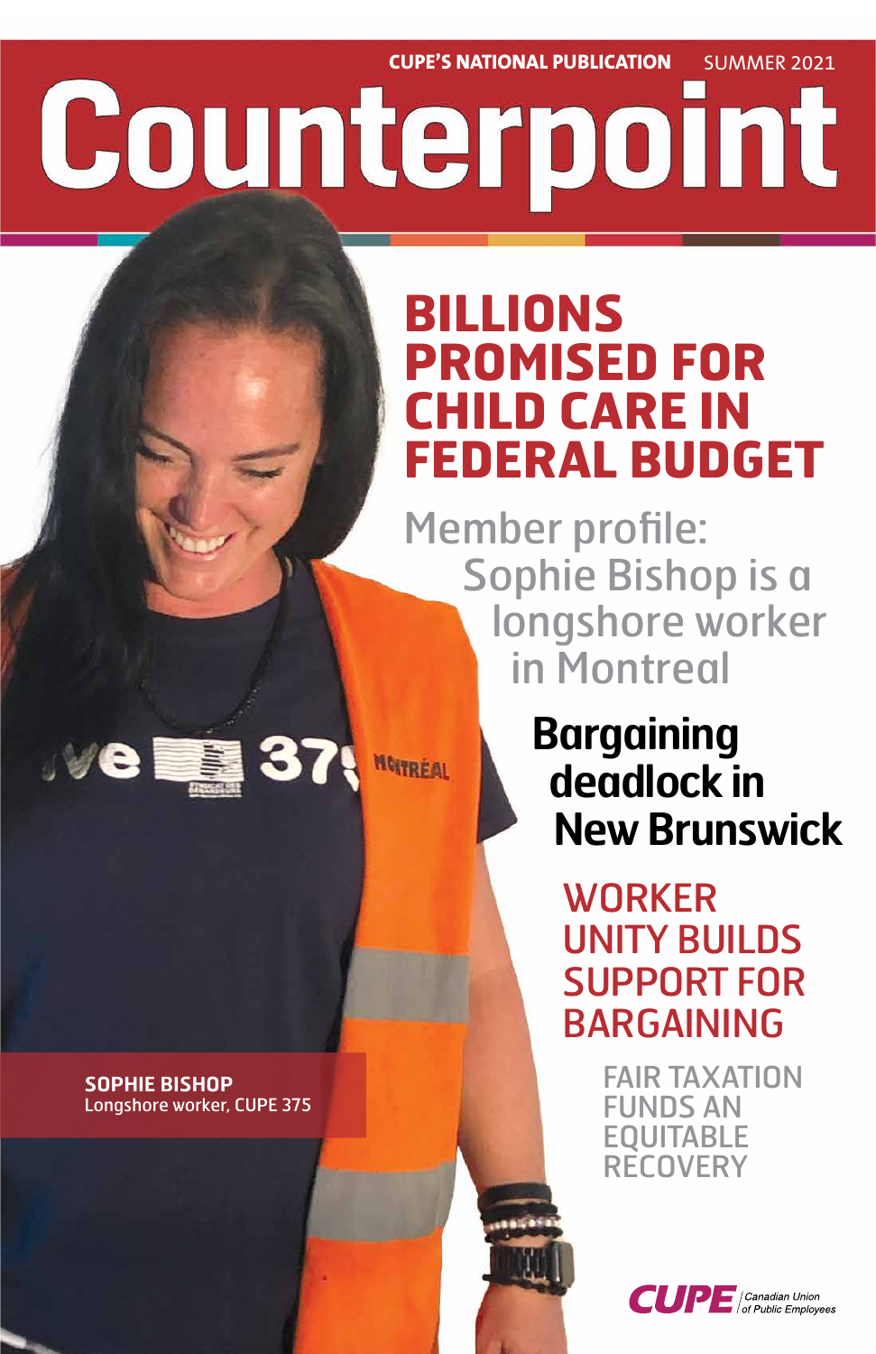CUPE'S NATIONAL PUBLICATION SUMMER 2021

# Counterpoint

## BILLIONS PROMISED FOR CHILD CARE IN FEDERAL BUDGET

Member profile: Sophie Bishop is a longshore worker in Montreal

**Bargaining deadlock in New Brunswick**

WORKER UNITY BUILDS SUPPORT FOR BARGAINING

FAIR TAXATION FUNDS AN EQUITABLE RECOVERY

**SOPHIE BISHOP**
Longshore worker, CUPE 375

CUPE | Canadian Union of Public Employees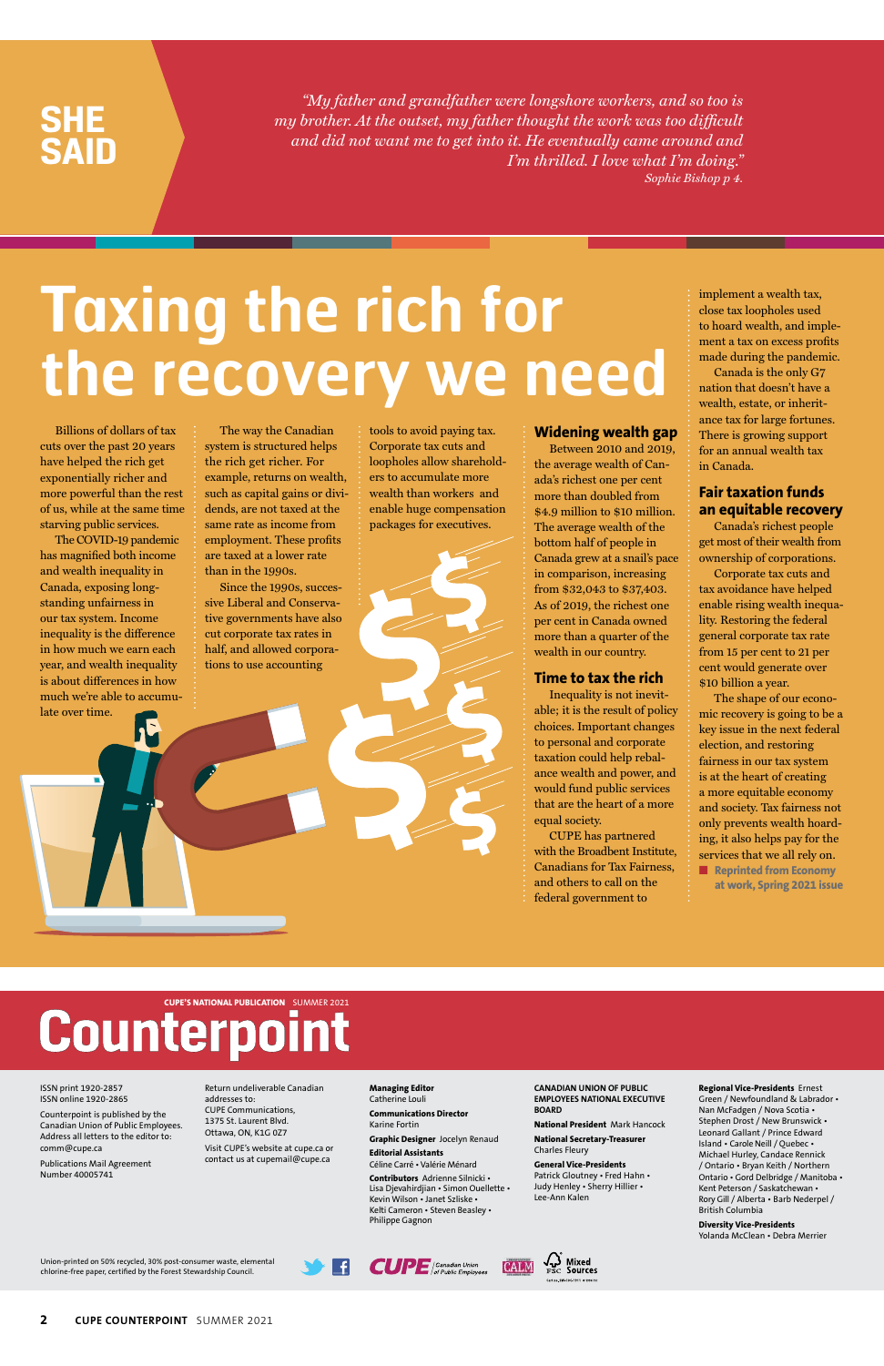## SHE SAID

*"My father and grandfather were longshore workers, and so too is my brother. At the outset, my father thought the work was too difficult and did not want me to get into it. He eventually came around and I'm thrilled. I love what I'm doing."*
*Sophie Bishop p 4.*

# Taxing the rich for the recovery we need

Billions of dollars of tax cuts over the past 20 years have helped the rich get exponentially richer and more powerful than the rest of us, while at the same time starving public services.

The COVID-19 pandemic has magnified both income and wealth inequality in Canada, exposing longstanding unfairness in our tax system. Income inequality is the difference in how much we earn each year, and wealth inequality is about differences in how much we're able to accumulate over time.

The way the Canadian system is structured helps the rich get richer. For example, returns on wealth, such as capital gains or dividends, are not taxed at the same rate as income from employment. These profits are taxed at a lower rate than in the 1990s.

Since the 1990s, successive Liberal and Conservative governments have also cut corporate tax rates in half, and allowed corporations to use accounting tools to avoid paying tax. Corporate tax cuts and loopholes allow shareholders to accumulate more wealth than workers and enable huge compensation packages for executives.

## Widening wealth gap

Between 2010 and 2019, the average wealth of Canada's richest one per cent more than doubled from $4.9 million to $10 million. The average wealth of the bottom half of people in Canada grew at a snail's pace in comparison, increasing from $32,043 to $37,403. As of 2019, the richest one per cent in Canada owned more than a quarter of the wealth in our country.

## Time to tax the rich

Inequality is not inevitable; it is the result of policy choices. Important changes to personal and corporate taxation could help rebalance wealth and power, and would fund public services that are the heart of a more equal society.

CUPE has partnered with the Broadbent Institute, Canadians for Tax Fairness, and others to call on the federal government to implement a wealth tax, close tax loopholes used to hoard wealth, and implement a tax on excess profits made during the pandemic.

Canada is the only G7 nation that doesn't have a wealth, estate, or inheritance tax for large fortunes. There is growing support for an annual wealth tax in Canada.

## Fair taxation funds an equitable recovery

Canada's richest people get most of their wealth from ownership of corporations.

Corporate tax cuts and tax avoidance have helped enable rising wealth inequality. Restoring the federal general corporate tax rate from 15 per cent to 21 per cent would generate over $10 billion a year.

The shape of our economic recovery is going to be a key issue in the next federal election, and restoring fairness in our tax system is at the heart of creating a more equitable economy and society. Tax fairness not only prevents wealth hoarding, it also helps pay for the services that we all rely on.

■ **Reprinted from Economy at work, Spring 2021 issue**

---

**CUPE'S NATIONAL PUBLICATION** SUMMER 2021

# Counterpoint

ISSN print 1920-2857
ISSN online 1920-2865

Counterpoint is published by the Canadian Union of Public Employees. Address all letters to the editor to: comm@cupe.ca

Publications Mail Agreement Number 40005741

Return undeliverable Canadian addresses to:
CUPE Communications,
1375 St. Laurent Blvd.
Ottawa, ON, K1G 0Z7

Visit CUPE's website at cupe.ca or contact us at cupemail@cupe.ca

**Managing Editor**
Catherine Louli

**Communications Director**
Karine Fortin

**Graphic Designer** Jocelyn Renaud

**Editorial Assistants**
Céline Carré • Valérie Ménard

**Contributors** Adrienne Silnicki • Lisa Djevahirdjian • Simon Ouellette • Kevin Wilson • Janet Szliske • Kelti Cameron • Steven Beasley • Philippe Gagnon

**CANADIAN UNION OF PUBLIC EMPLOYEES NATIONAL EXECUTIVE BOARD**

**National President** Mark Hancock

**National Secretary-Treasurer**
Charles Fleury

**General Vice-Presidents**
Patrick Gloutney • Fred Hahn • Judy Henley • Sherry Hillier • Lee-Ann Kalen

**Regional Vice-Presidents** Ernest Green / Newfoundland & Labrador • Nan McFadgen / Nova Scotia • Stephen Drost / New Brunswick • Leonard Gallant / Prince Edward Island • Carole Neill / Quebec • Michael Hurley, Candace Rennick / Ontario • Bryan Keith / Northern Ontario • Gord Delbridge / Manitoba • Kent Peterson / Saskatchewan • Rory Gill / Alberta • Barb Nederpel / British Columbia

**Diversity Vice-Presidents**
Yolanda McClean • Debra Merrier

Union-printed on 50% recycled, 30% post-consumer waste, elemental chlorine-free paper, certified by the Forest Stewardship Council.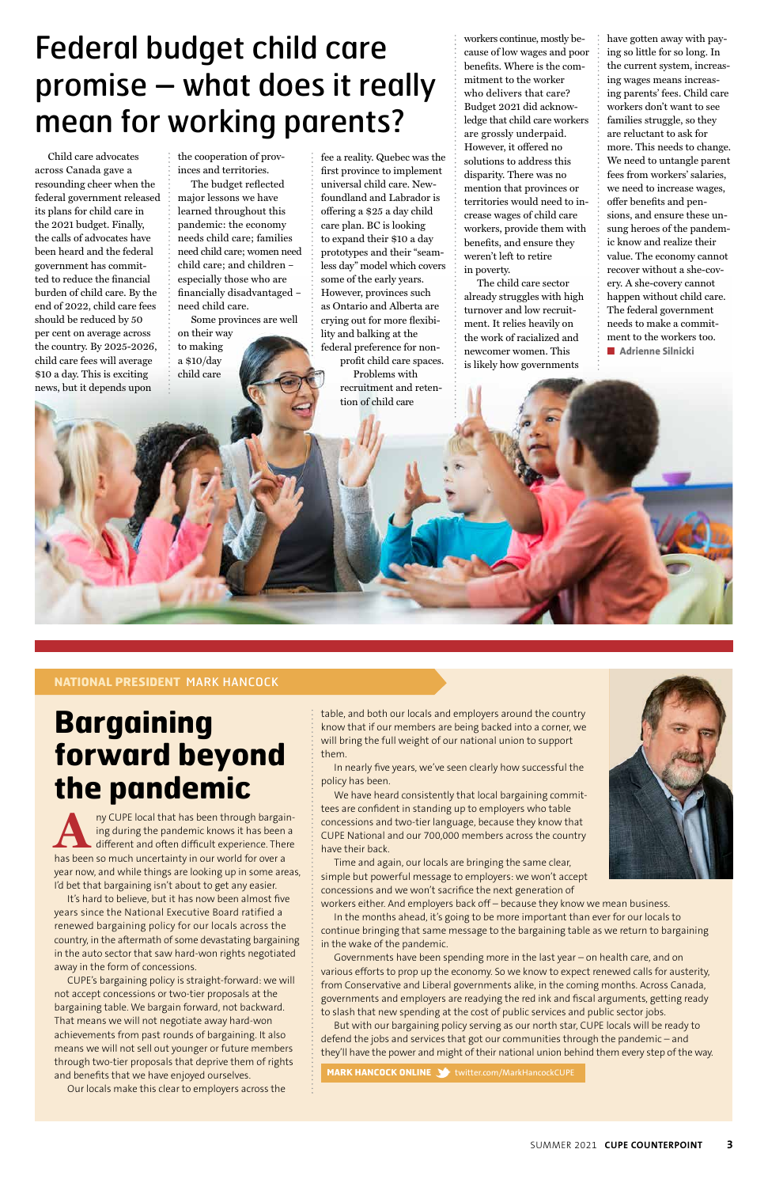# Federal budget child care promise – what does it really mean for working parents?

Child care advocates across Canada gave a resounding cheer when the federal government released its plans for child care in the 2021 budget. Finally, the calls of advocates have been heard and the federal government has committed to reduce the financial burden of child care. By the end of 2022, child care fees should be reduced by 50 per cent on average across the country. By 2025-2026, child care fees will average $10 a day. This is exciting news, but it depends upon the cooperation of provinces and territories.

The budget reflected major lessons we have learned throughout this pandemic: the economy needs child care; families need child care; women need child care; and children – especially those who are financially disadvantaged – need child care.

Some provinces are well on their way to making a $10/day child care fee a reality. Quebec was the first province to implement universal child care. Newfoundland and Labrador is offering a $25 a day child care plan. BC is looking to expand their $10 a day prototypes and their "seamless day" model which covers some of the early years. However, provinces such as Ontario and Alberta are crying out for more flexibility and balking at the federal preference for non-profit child care spaces.

Problems with recruitment and retention of child care workers continue, mostly because of low wages and poor benefits. Where is the commitment to the worker who delivers that care? Budget 2021 did acknowledge that child care workers are grossly underpaid. However, it offered no solutions to address this disparity. There was no mention that provinces or territories would need to increase wages of child care workers, provide them with benefits, and ensure they weren't left to retire in poverty.

The child care sector already struggles with high turnover and low recruitment. It relies heavily on the work of racialized and newcomer women. This is likely how governments have gotten away with paying so little for so long. In the current system, increasing wages means increasing parents' fees. Child care workers don't want to see families struggle, so they are reluctant to ask for more. This needs to change. We need to untangle parent fees from workers' salaries, we need to increase wages, offer benefits and pensions, and ensure these unsung heroes of the pandemic know and realize their value. The economy cannot recover without a she-covery. A she-covery cannot happen without child care. The federal government needs to make a commitment to the workers too.

■ **Adrienne Silnicki**

---

**NATIONAL PRESIDENT MARK HANCOCK**

# Bargaining forward beyond the pandemic

Any CUPE local that has been through bargaining during the pandemic knows it has been a different and often difficult experience. There has been so much uncertainty in our world for over a year now, and while things are looking up in some areas, I'd bet that bargaining isn't about to get any easier.

It's hard to believe, but it has now been almost five years since the National Executive Board ratified a renewed bargaining policy for our locals across the country, in the aftermath of some devastating bargaining in the auto sector that saw hard-won rights negotiated away in the form of concessions.

CUPE's bargaining policy is straight-forward: we will not accept concessions or two-tier proposals at the bargaining table. We bargain forward, not backward. That means we will not negotiate away hard-won achievements from past rounds of bargaining. It also means we will not sell out younger or future members through two-tier proposals that deprive them of rights and benefits that we have enjoyed ourselves.

Our locals make this clear to employers across the table, and both our locals and employers around the country know that if our members are being backed into a corner, we will bring the full weight of our national union to support them.

In nearly five years, we've seen clearly how successful the policy has been.

We have heard consistently that local bargaining committees are confident in standing up to employers who table concessions and two-tier language, because they know that CUPE National and our 700,000 members across the country have their back.

Time and again, our locals are bringing the same clear, simple but powerful message to employers: we won't accept concessions and we won't sacrifice the next generation of workers either. And employers back off – because they know we mean business.

In the months ahead, it's going to be more important than ever for our locals to continue bringing that same message to the bargaining table as we return to bargaining in the wake of the pandemic.

Governments have been spending more in the last year – on health care, and on various efforts to prop up the economy. So we know to expect renewed calls for austerity, from Conservative and Liberal governments alike, in the coming months. Across Canada, governments and employers are readying the red ink and fiscal arguments, getting ready to slash that new spending at the cost of public services and public sector jobs.

But with our bargaining policy serving as our north star, CUPE locals will be ready to defend the jobs and services that got our communities through the pandemic – and they'll have the power and might of their national union behind them every step of the way.

**MARK HANCOCK ONLINE** twitter.com/MarkHancockCUPE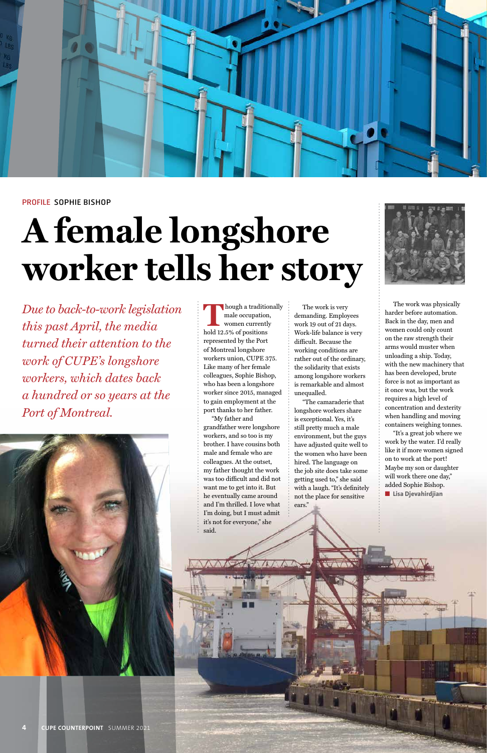PROFILE SOPHIE BISHOP

# A female longshore worker tells her story

*Due to back-to-work legislation this past April, the media turned their attention to the work of CUPE's longshore workers, which dates back a hundred or so years at the Port of Montreal.*

Though a traditionally male occupation, women currently hold 12.5% of positions represented by the Port of Montreal longshore workers union, CUPE 375. Like many of her female colleagues, Sophie Bishop, who has been a longshore worker since 2015, managed to gain employment at the port thanks to her father.

"My father and grandfather were longshore workers, and so too is my brother. I have cousins both male and female who are colleagues. At the outset, my father thought the work was too difficult and did not want me to get into it. But he eventually came around and I'm thrilled. I love what I'm doing, but I must admit it's not for everyone," she said.

The work is very demanding. Employees work 19 out of 21 days. Work-life balance is very difficult. Because the working conditions are rather out of the ordinary, the solidarity that exists among longshore workers is remarkable and almost unequalled.

"The camaraderie that longshore workers share is exceptional. Yes, it's still pretty much a male environment, but the guys have adjusted quite well to the women who have been hired. The language on the job site does take some getting used to," she said with a laugh. "It's definitely not the place for sensitive ears."

The work was physically harder before automation. Back in the day, men and women could only count on the raw strength their arms would muster when unloading a ship. Today, with the new machinery that has been developed, brute force is not as important as it once was, but the work requires a high level of concentration and dexterity when handling and moving containers weighing tonnes.

"It's a great job where we work by the water. I'd really like it if more women signed on to work at the port! Maybe my son or daughter will work there one day," added Sophie Bishop.

■ **Lisa Djevahirdjian**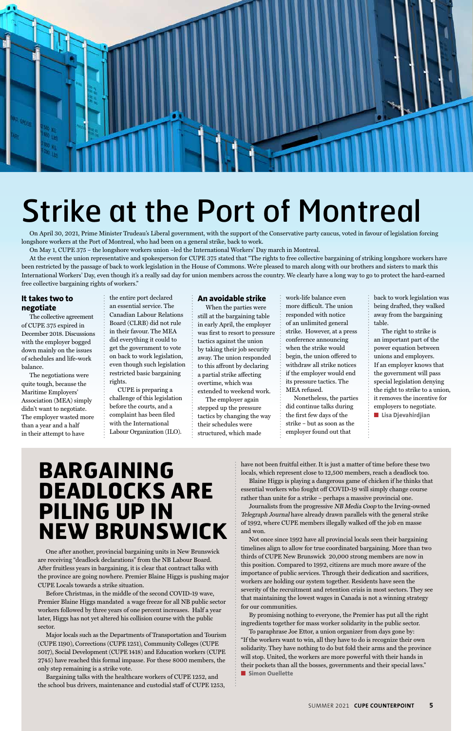# Strike at the Port of Montreal

On April 30, 2021, Prime Minister Trudeau's Liberal government, with the support of the Conservative party caucus, voted in favour of legislation forcing longshore workers at the Port of Montreal, who had been on a general strike, back to work.

On May 1, CUPE 375 – the longshore workers union –led the International Workers' Day march in Montreal.

At the event the union representative and spokesperson for CUPE 375 stated that "The rights to free collective bargaining of striking longshore workers have been restricted by the passage of back to work legislation in the House of Commons. We're pleased to march along with our brothers and sisters to mark this International Workers' Day, even though it's a really sad day for union members across the country. We clearly have a long way to go to protect the hard-earned free collective bargaining rights of workers."

### It takes two to negotiate

The collective agreement of CUPE 375 expired in December 2018. Discussions with the employer bogged down mainly on the issues of schedules and life-work balance.

The negotiations were quite tough, because the Maritime Employers' Association (MEA) simply didn't want to negotiate. The employer wasted more than a year and a half in their attempt to have the entire port declared an essential service. The Canadian Labour Relations Board (CLRB) did not rule in their favour. The MEA did everything it could to get the government to vote on back to work legislation, even though such legislation restricted basic bargaining rights.

CUPE is preparing a challenge of this legislation before the courts, and a complaint has been filed with the International Labour Organization (ILO).

### An avoidable strike

When the parties were still at the bargaining table in early April, the employer was first to resort to pressure tactics against the union by taking their job security away. The union responded to this affront by declaring a partial strike affecting overtime, which was extended to weekend work.

The employer again stepped up the pressure tactics by changing the way their schedules were structured, which made work-life balance even more difficult. The union responded with notice of an unlimited general strike. However, at a press conference announcing when the strike would begin, the union offered to withdraw all strike notices if the employer would end its pressure tactics. The MEA refused.

Nonetheless, the parties did continue talks during the first few days of the strike – but as soon as the employer found out that back to work legislation was being drafted, they walked away from the bargaining table.

The right to strike is an important part of the power equation between unions and employers. If an employer knows that the government will pass special legislation denying the right to strike to a union, it removes the incentive for employers to negotiate.

**Lisa Djevahirdjian**

# BARGAINING DEADLOCKS ARE PILING UP IN NEW BRUNSWICK

One after another, provincial bargaining units in New Brunswick are receiving "deadlock declarations" from the NB Labour Board. After fruitless years in bargaining, it is clear that contract talks with the province are going nowhere. Premier Blaine Higgs is pushing major CUPE Locals towards a strike situation.

Before Christmas, in the middle of the second COVID-19 wave, Premier Blaine Higgs mandated a wage freeze for all NB public sector workers followed by three years of one percent increases. Half a year later, Higgs has not yet altered his collision course with the public sector.

Major locals such as the Departments of Transportation and Tourism (CUPE 1190), Corrections (CUPE 1251), Community Colleges (CUPE 5017), Social Development (CUPE 1418) and Education workers (CUPE 2745) have reached this formal impasse. For these 8000 members, the only step remaining is a strike vote.

Bargaining talks with the healthcare workers of CUPE 1252, and the school bus drivers, maintenance and custodial staff of CUPE 1253, have not been fruitful either. It is just a matter of time before these two locals, which represent close to 12,500 members, reach a deadlock too.

Blaine Higgs is playing a dangerous game of chicken if he thinks that essential workers who fought off COVID-19 will simply change course rather than unite for a strike – perhaps a massive provincial one.

Journalists from the progressive *NB Media Coop* to the Irving-owned *Telegraph Journal* have already drawn parallels with the general strike of 1992, where CUPE members illegally walked off the job en masse and won.

Not once since 1992 have all provincial locals seen their bargaining timelines align to allow for true coordinated bargaining. More than two thirds of CUPE New Brunswick 20,000 strong members are now in this position. Compared to 1992, citizens are much more aware of the importance of public services. Through their dedication and sacrifices, workers are holding our system together. Residents have seen the severity of the recruitment and retention crisis in most sectors. They see that maintaining the lowest wages in Canada is not a winning strategy for our communities.

By promising nothing to everyone, the Premier has put all the right ingredients together for mass worker solidarity in the public sector.

To paraphrase Joe Ettor, a union organizer from days gone by: "If the workers want to win, all they have to do is recognize their own solidarity. They have nothing to do but fold their arms and the province will stop. United, the workers are more powerful with their hands in their pockets than all the bosses, governments and their special laws."

**Simon Ouellette**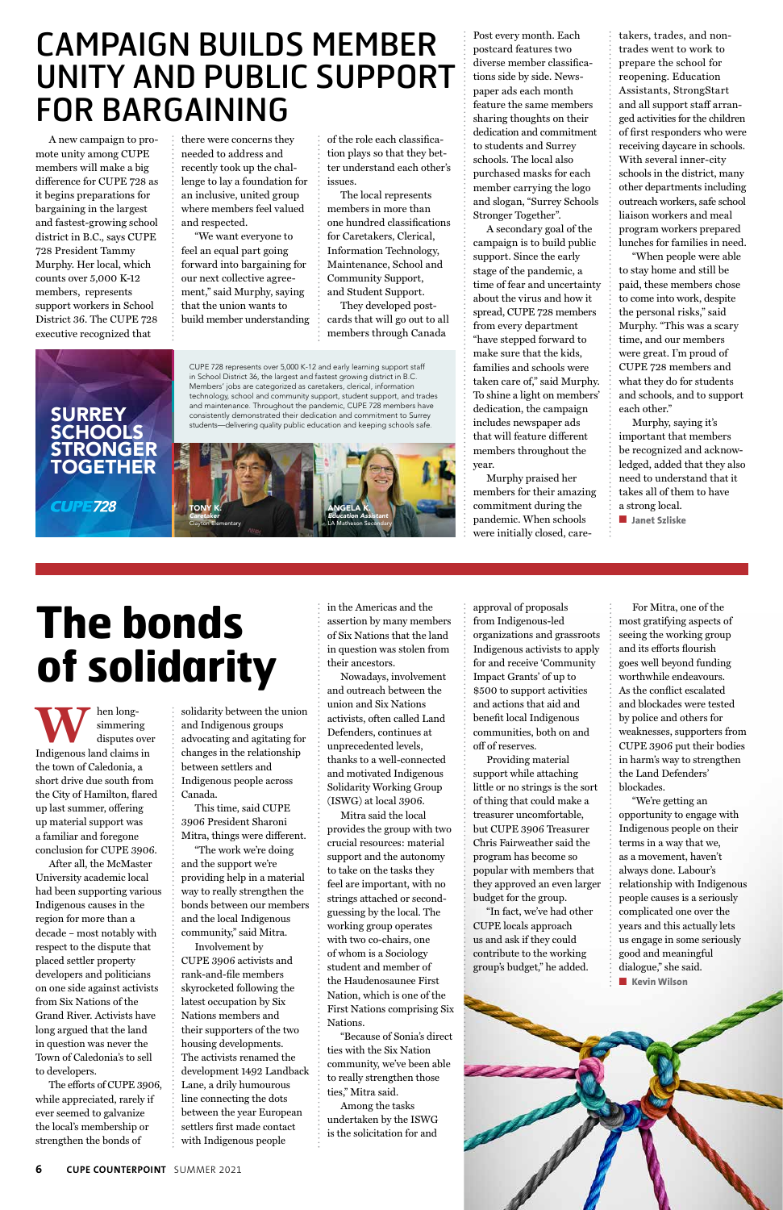# CAMPAIGN BUILDS MEMBER UNITY AND PUBLIC SUPPORT FOR BARGAINING

A new campaign to promote unity among CUPE members will make a big difference for CUPE 728 as it begins preparations for bargaining in the largest and fastest-growing school district in B.C., says CUPE 728 President Tammy Murphy. Her local, which counts over 5,000 K-12 members, represents support workers in School District 36. The CUPE 728 executive recognized that there were concerns they needed to address and recently took up the challenge to lay a foundation for an inclusive, united group where members feel valued and respected.

"We want everyone to feel an equal part going forward into bargaining for our next collective agreement," said Murphy, saying that the union wants to build member understanding of the role each classification plays so that they better understand each other's issues.

The local represents members in more than one hundred classifications for Caretakers, Clerical, Information Technology, Maintenance, School and Community Support, and Student Support.

They developed postcards that will go out to all members through Canada Post every month. Each postcard features two diverse member classifications side by side. Newspaper ads each month feature the same members sharing thoughts on their dedication and commitment to students and Surrey schools. The local also purchased masks for each member carrying the logo and slogan, "Surrey Schools Stronger Together".

A secondary goal of the campaign is to build public support. Since the early stage of the pandemic, a time of fear and uncertainty about the virus and how it spread, CUPE 728 members from every department "have stepped forward to make sure that the kids, families and schools were taken care of," said Murphy. To shine a light on members' dedication, the campaign includes newspaper ads that will feature different members throughout the year.

Murphy praised her members for their amazing commitment during the pandemic. When schools were initially closed, caretakers, trades, and non-trades went to work to prepare the school for reopening. Education Assistants, StrongStart and all support staff arranged activities for the children of first responders who were receiving daycare in schools. With several inner-city schools in the district, many other departments including outreach workers, safe school liaison workers and meal program workers prepared lunches for families in need.

"When people were able to stay home and still be paid, these members chose to come into work, despite the personal risks," said Murphy. "This was a scary time, and our members were great. I'm proud of CUPE 728 members and what they do for students and schools, and to support each other."

Murphy, saying it's important that members be recognized and acknowledged, added that they also need to understand that it takes all of them to have a strong local.

■ **Janet Szliske**

**SURREY SCHOOLS STRONGER TOGETHER**

CUPE 728

CUPE 728 represents over 5,000 K-12 and early learning support staff in School District 36, the largest and fastest growing district in B.C. Members' jobs are categorized as caretakers, clerical, information technology, school and community support, student support, and trades and maintenance. Throughout the pandemic, CUPE 728 members have consistently demonstrated their dedication and commitment to Surrey students—delivering quality public education and keeping schools safe.

TONY K. *Caretaker* Clayton Elementary

ANGELA K. *Education Assistant* LA Matheson Secondary

# The bonds of solidarity

When long-simmering disputes over Indigenous land claims in the town of Caledonia, a short drive due south from the City of Hamilton, flared up last summer, offering up material support was a familiar and foregone conclusion for CUPE 3906.

After all, the McMaster University academic local had been supporting various Indigenous causes in the region for more than a decade – most notably with respect to the dispute that placed settler property developers and politicians on one side against activists from Six Nations of the Grand River. Activists have long argued that the land in question was never the Town of Caledonia's to sell to developers.

The efforts of CUPE 3906, while appreciated, rarely if ever seemed to galvanize the local's membership or strengthen the bonds of solidarity between the union and Indigenous groups advocating and agitating for changes in the relationship between settlers and Indigenous people across Canada.

This time, said CUPE 3906 President Sharoni Mitra, things were different.

"The work we're doing and the support we're providing help in a material way to really strengthen the bonds between our members and the local Indigenous community," said Mitra.

Involvement by CUPE 3906 activists and rank-and-file members skyrocketed following the latest occupation by Six Nations members and their supporters of the two housing developments. The activists renamed the development 1492 Landback Lane, a drily humourous line connecting the dots between the year European settlers first made contact with Indigenous people in the Americas and the assertion by many members of Six Nations that the land in question was stolen from their ancestors.

Nowadays, involvement and outreach between the union and Six Nations activists, often called Land Defenders, continues at unprecedented levels, thanks to a well-connected and motivated Indigenous Solidarity Working Group (ISWG) at local 3906.

Mitra said the local provides the group with two crucial resources: material support and the autonomy to take on the tasks they feel are important, with no strings attached or second-guessing by the local. The working group operates with two co-chairs, one of whom is a Sociology student and member of the Haudenosaunee First Nation, which is one of the First Nations comprising Six Nations.

"Because of Sonia's direct ties with the Six Nation community, we've been able to really strengthen those ties," Mitra said.

Among the tasks undertaken by the ISWG is the solicitation for and approval of proposals from Indigenous-led organizations and grassroots Indigenous activists to apply for and receive 'Community Impact Grants' of up to $500 to support activities and actions that aid and benefit local Indigenous communities, both on and off of reserves.

Providing material support while attaching little or no strings is the sort of thing that could make a treasurer uncomfortable, but CUPE 3906 Treasurer Chris Fairweather said the program has become so popular with members that they approved an even larger budget for the group.

"In fact, we've had other CUPE locals approach us and ask if they could contribute to the working group's budget," he added.

For Mitra, one of the most gratifying aspects of seeing the working group and its efforts flourish goes well beyond funding worthwhile endeavours. As the conflict escalated and blockades were tested by police and others for weaknesses, supporters from CUPE 3906 put their bodies in harm's way to strengthen the Land Defenders' blockades.

"We're getting an opportunity to engage with Indigenous people on their terms in a way that we, as a movement, haven't always done. Labour's relationship with Indigenous people causes is a seriously complicated one over the years and this actually lets us engage in some seriously good and meaningful dialogue," she said.

■ **Kevin Wilson**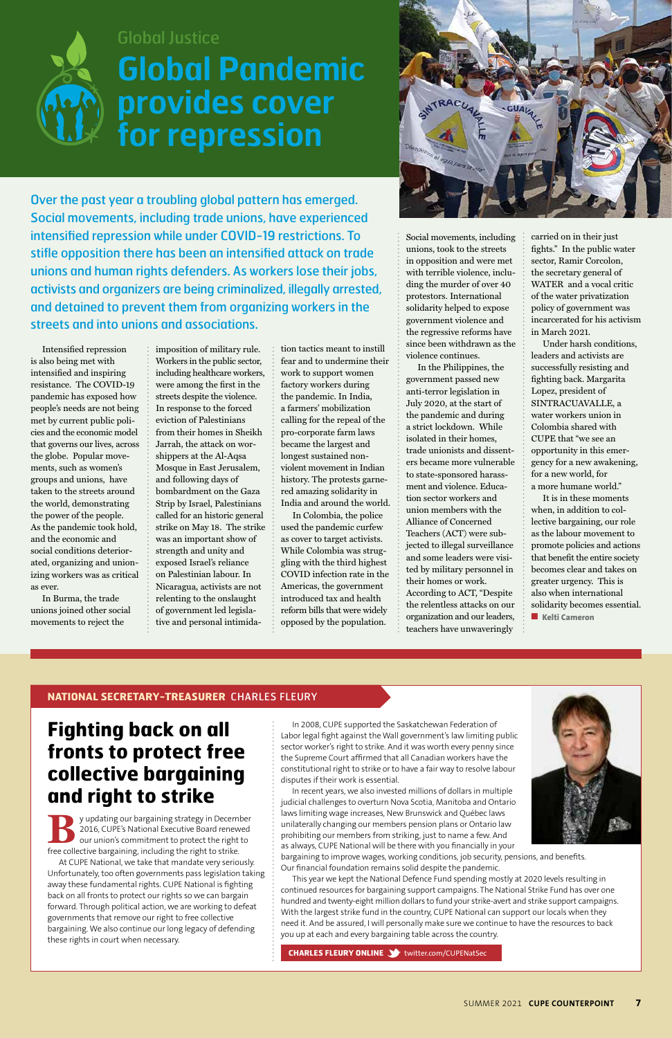Global Justice

# Global Pandemic provides cover for repression

**Over the past year a troubling global pattern has emerged. Social movements, including trade unions, have experienced intensified repression while under COVID-19 restrictions. To stifle opposition there has been an intensified attack on trade unions and human rights defenders. As workers lose their jobs, activists and organizers are being criminalized, illegally arrested, and detained to prevent them from organizing workers in the streets and into unions and associations.**

Intensified repression is also being met with intensified and inspiring resistance. The COVID-19 pandemic has exposed how people's needs are not being met by current public policies and the economic model that governs our lives, across the globe. Popular movements, such as women's groups and unions, have taken to the streets around the world, demonstrating the power of the people. As the pandemic took hold, and the economic and social conditions deteriorated, organizing and unionizing workers was as critical as ever.

In Burma, the trade unions joined other social movements to reject the imposition of military rule. Workers in the public sector, including healthcare workers, were among the first in the streets despite the violence. In response to the forced eviction of Palestinians from their homes in Sheikh Jarrah, the attack on worshippers at the Al-Aqsa Mosque in East Jerusalem, and following days of bombardment on the Gaza Strip by Israel, Palestinians called for an historic general strike on May 18. The strike was an important show of strength and unity and exposed Israel's reliance on Palestinian labour. In Nicaragua, activists are not relenting to the onslaught of government led legislative and personal intimidation tactics meant to instill fear and to undermine their work to support women factory workers during the pandemic. In India, a farmers' mobilization calling for the repeal of the pro-corporate farm laws became the largest and longest sustained non-violent movement in Indian history. The protests garnered amazing solidarity in India and around the world.

In Colombia, the police used the pandemic curfew as cover to target activists. While Colombia was struggling with the third highest COVID infection rate in the Americas, the government introduced tax and health reform bills that were widely opposed by the population. Social movements, including unions, took to the streets in opposition and were met with terrible violence, including the murder of over 40 protestors. International solidarity helped to expose government violence and the regressive reforms have since been withdrawn as the violence continues.

In the Philippines, the government passed new anti-terror legislation in July 2020, at the start of the pandemic and during a strict lockdown. While isolated in their homes, trade unionists and dissenters became more vulnerable to state-sponsored harassment and violence. Education sector workers and union members with the Alliance of Concerned Teachers (ACT) were subjected to illegal surveillance and some leaders were visited by military personnel in their homes or work. According to ACT, "Despite the relentless attacks on our organization and our leaders, teachers have unwaveringly carried on in their just fights." In the public water sector, Ramir Corcolon, the secretary general of WATER and a vocal critic of the water privatization policy of government was incarcerated for his activism in March 2021.

Under harsh conditions, leaders and activists are successfully resisting and fighting back. Margarita Lopez, president of SINTRACUAVALLE, a water workers union in Colombia shared with CUPE that "we see an opportunity in this emergency for a new awakening, for a new world, for a more humane world."

It is in these moments when, in addition to collective bargaining, our role as the labour movement to promote policies and actions that benefit the entire society becomes clear and takes on greater urgency. This is also when international solidarity becomes essential.

■ **Kelti Cameron**

---

**NATIONAL SECRETARY-TREASURER** CHARLES FLEURY

## Fighting back on all fronts to protect free collective bargaining and right to strike

By updating our bargaining strategy in December 2016, CUPE's National Executive Board renewed our union's commitment to protect the right to free collective bargaining, including the right to strike.

At CUPE National, we take that mandate very seriously. Unfortunately, too often governments pass legislation taking away these fundamental rights. CUPE National is fighting back on all fronts to protect our rights so we can bargain forward. Through political action, we are working to defeat governments that remove our right to free collective bargaining. We also continue our long legacy of defending these rights in court when necessary.

In 2008, CUPE supported the Saskatchewan Federation of Labor legal fight against the Wall government's law limiting public sector worker's right to strike. And it was worth every penny since the Supreme Court affirmed that all Canadian workers have the constitutional right to strike or to have a fair way to resolve labour disputes if their work is essential.

In recent years, we also invested millions of dollars in multiple judicial challenges to overturn Nova Scotia, Manitoba and Ontario laws limiting wage increases, New Brunswick and Québec laws unilaterally changing our members pension plans or Ontario law prohibiting our members from striking, just to name a few. And as always, CUPE National will be there with you financially in your bargaining to improve wages, working conditions, job security, pensions, and benefits. Our financial foundation remains solid despite the pandemic.

This year we kept the National Defence Fund spending mostly at 2020 levels resulting in continued resources for bargaining support campaigns. The National Strike Fund has over one hundred and twenty-eight million dollars to fund your strike-avert and strike support campaigns. With the largest strike fund in the country, CUPE National can support our locals when they need it. And be assured, I will personally make sure we continue to have the resources to back you up at each and every bargaining table across the country.

**CHARLES FLEURY ONLINE** twitter.com/CUPENatSec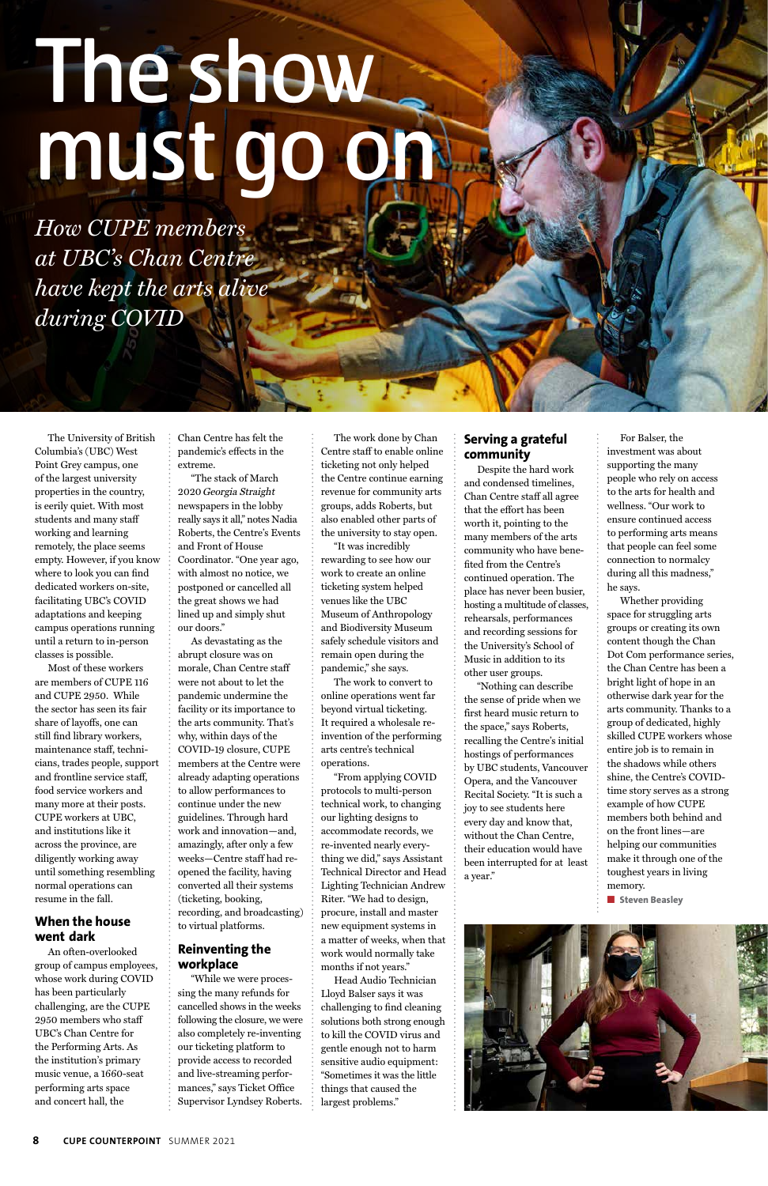# The show must go on

*How CUPE members at UBC's Chan Centre have kept the arts alive during COVID*

The University of British Columbia's (UBC) West Point Grey campus, one of the largest university properties in the country, is eerily quiet. With most students and many staff working and learning remotely, the place seems empty. However, if you know where to look you can find dedicated workers on-site, facilitating UBC's COVID adaptations and keeping campus operations running until a return to in-person classes is possible.

Most of these workers are members of CUPE 116 and CUPE 2950. While the sector has seen its fair share of layoffs, one can still find library workers, maintenance staff, technicians, trades people, support and frontline service staff, food service workers and many more at their posts. CUPE workers at UBC, and institutions like it across the province, are diligently working away until something resembling normal operations can resume in the fall.

## When the house went dark

An often-overlooked group of campus employees, whose work during COVID has been particularly challenging, are the CUPE 2950 members who staff UBC's Chan Centre for the Performing Arts. As the institution's primary music venue, a 1660-seat performing arts space and concert hall, the Chan Centre has felt the pandemic's effects in the extreme.

"The stack of March 2020 *Georgia Straight* newspapers in the lobby really says it all," notes Nadia Roberts, the Centre's Events and Front of House Coordinator. "One year ago, with almost no notice, we postponed or cancelled all the great shows we had lined up and simply shut our doors."

As devastating as the abrupt closure was on morale, Chan Centre staff were not about to let the pandemic undermine the facility or its importance to the arts community. That's why, within days of the COVID-19 closure, CUPE members at the Centre were already adapting operations to allow performances to continue under the new guidelines. Through hard work and innovation—and, amazingly, after only a few weeks—Centre staff had re-opened the facility, having converted all their systems (ticketing, booking, recording, and broadcasting) to virtual platforms.

## Reinventing the workplace

"While we were processing the many refunds for cancelled shows in the weeks following the closure, we were also completely re-inventing our ticketing platform to provide access to recorded and live-streaming performances," says Ticket Office Supervisor Lyndsey Roberts.

The work done by Chan Centre staff to enable online ticketing not only helped the Centre continue earning revenue for community arts groups, adds Roberts, but also enabled other parts of the university to stay open.

"It was incredibly rewarding to see how our work to create an online ticketing system helped venues like the UBC Museum of Anthropology and Biodiversity Museum safely schedule visitors and remain open during the pandemic," she says.

The work to convert to online operations went far beyond virtual ticketing. It required a wholesale re-invention of the performing arts centre's technical operations.

"From applying COVID protocols to multi-person technical work, to changing our lighting designs to accommodate records, we re-invented nearly everything we did," says Assistant Technical Director and Head Lighting Technician Andrew Riter. "We had to design, procure, install and master new equipment systems in a matter of weeks, when that work would normally take months if not years."

Head Audio Technician Lloyd Balser says it was challenging to find cleaning solutions both strong enough to kill the COVID virus and gentle enough not to harm sensitive audio equipment: "Sometimes it was the little things that caused the largest problems."

## Serving a grateful community

Despite the hard work and condensed timelines, Chan Centre staff all agree that the effort has been worth it, pointing to the many members of the arts community who have benefited from the Centre's continued operation. The place has never been busier, hosting a multitude of classes, rehearsals, performances and recording sessions for the University's School of Music in addition to its other user groups.

"Nothing can describe the sense of pride when we first heard music return to the space," says Roberts, recalling the Centre's initial hostings of performances by UBC students, Vancouver Opera, and the Vancouver Recital Society. "It is such a joy to see students here every day and know that, without the Chan Centre, their education would have been interrupted for at least a year."

For Balser, the investment was about supporting the many people who rely on access to the arts for health and wellness. "Our work to ensure continued access to performing arts means that people can feel some connection to normalcy during all this madness," he says.

Whether providing space for struggling arts groups or creating its own content though the Chan Dot Com performance series, the Chan Centre has been a bright light of hope in an otherwise dark year for the arts community. Thanks to a group of dedicated, highly skilled CUPE workers whose entire job is to remain in the shadows while others shine, the Centre's COVID-time story serves as a strong example of how CUPE members both behind and on the front lines—are helping our communities make it through one of the toughest years in living memory.

**Steven Beasley**